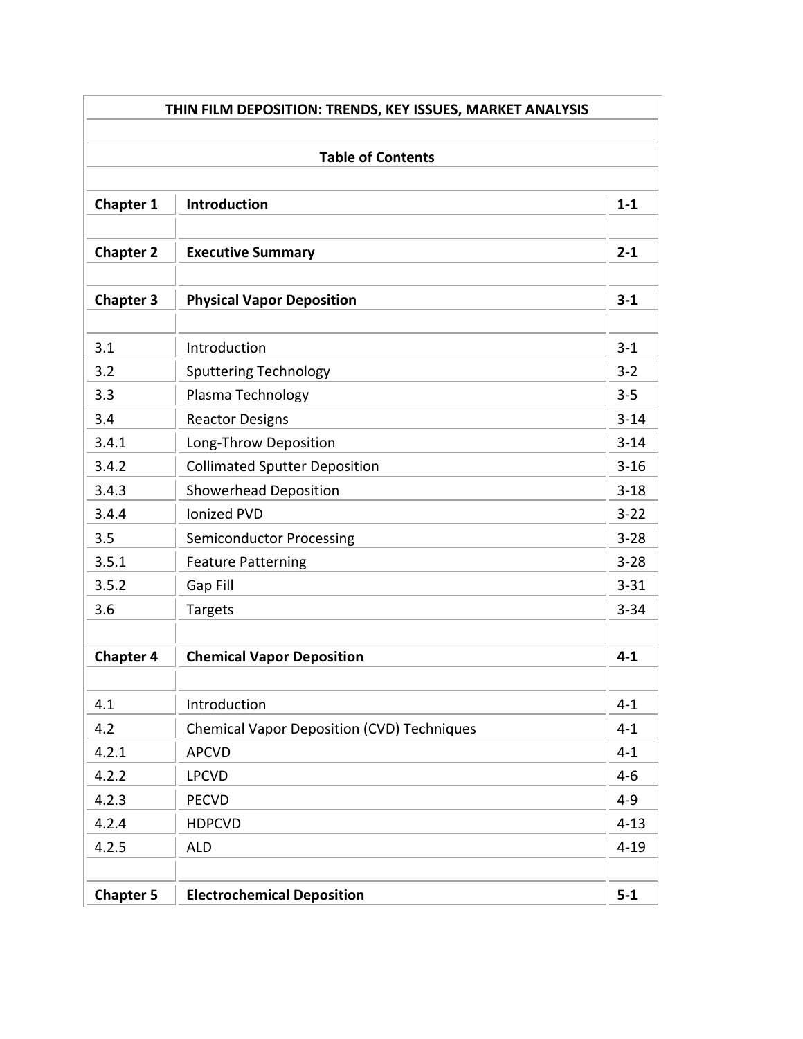# THIN FILM DEPOSITION: TRENDS, KEY ISSUES, MARKET ANALYSIS

## Table of Contents

| | | |
|---|---|---|
| **Chapter 1** | **Introduction** | **1-1** |
| | | |
| **Chapter 2** | **Executive Summary** | **2-1** |
| | | |
| **Chapter 3** | **Physical Vapor Deposition** | **3-1** |
| | | |
| 3.1 | Introduction | 3-1 |
| 3.2 | Sputtering Technology | 3-2 |
| 3.3 | Plasma Technology | 3-5 |
| 3.4 | Reactor Designs | 3-14 |
| 3.4.1 | Long-Throw Deposition | 3-14 |
| 3.4.2 | Collimated Sputter Deposition | 3-16 |
| 3.4.3 | Showerhead Deposition | 3-18 |
| 3.4.4 | Ionized PVD | 3-22 |
| 3.5 | Semiconductor Processing | 3-28 |
| 3.5.1 | Feature Patterning | 3-28 |
| 3.5.2 | Gap Fill | 3-31 |
| 3.6 | Targets | 3-34 |
| | | |
| **Chapter 4** | **Chemical Vapor Deposition** | **4-1** |
| | | |
| 4.1 | Introduction | 4-1 |
| 4.2 | Chemical Vapor Deposition (CVD) Techniques | 4-1 |
| 4.2.1 | APCVD | 4-1 |
| 4.2.2 | LPCVD | 4-6 |
| 4.2.3 | PECVD | 4-9 |
| 4.2.4 | HDPCVD | 4-13 |
| 4.2.5 | ALD | 4-19 |
| | | |
| **Chapter 5** | **Electrochemical Deposition** | **5-1** |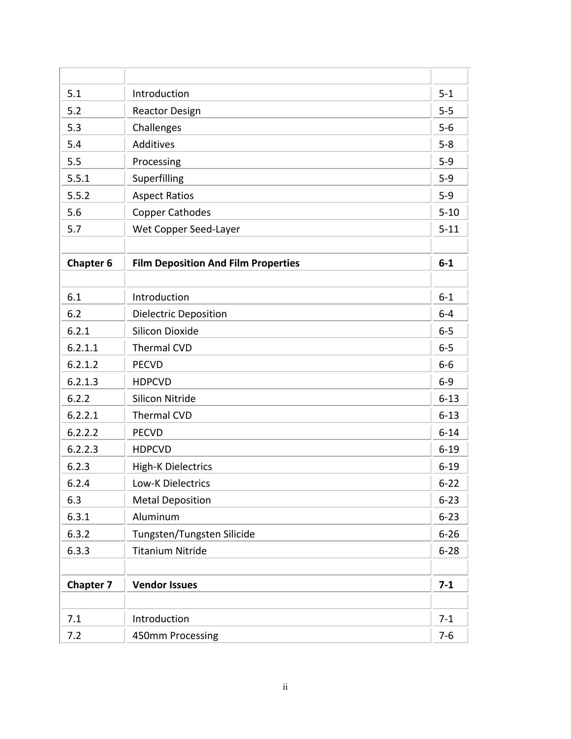| | | |
|---|---|---|
| 5.1 | Introduction | 5-1 |
| 5.2 | Reactor Design | 5-5 |
| 5.3 | Challenges | 5-6 |
| 5.4 | Additives | 5-8 |
| 5.5 | Processing | 5-9 |
| 5.5.1 | Superfilling | 5-9 |
| 5.5.2 | Aspect Ratios | 5-9 |
| 5.6 | Copper Cathodes | 5-10 |
| 5.7 | Wet Copper Seed-Layer | 5-11 |
| | | |
| **Chapter 6** | **Film Deposition And Film Properties** | **6-1** |
| | | |
| 6.1 | Introduction | 6-1 |
| 6.2 | Dielectric Deposition | 6-4 |
| 6.2.1 | Silicon Dioxide | 6-5 |
| 6.2.1.1 | Thermal CVD | 6-5 |
| 6.2.1.2 | PECVD | 6-6 |
| 6.2.1.3 | HDPCVD | 6-9 |
| 6.2.2 | Silicon Nitride | 6-13 |
| 6.2.2.1 | Thermal CVD | 6-13 |
| 6.2.2.2 | PECVD | 6-14 |
| 6.2.2.3 | HDPCVD | 6-19 |
| 6.2.3 | High-K Dielectrics | 6-19 |
| 6.2.4 | Low-K Dielectrics | 6-22 |
| 6.3 | Metal Deposition | 6-23 |
| 6.3.1 | Aluminum | 6-23 |
| 6.3.2 | Tungsten/Tungsten Silicide | 6-26 |
| 6.3.3 | Titanium Nitride | 6-28 |
| | | |
| **Chapter 7** | **Vendor Issues** | **7-1** |
| | | |
| 7.1 | Introduction | 7-1 |
| 7.2 | 450mm Processing | 7-6 |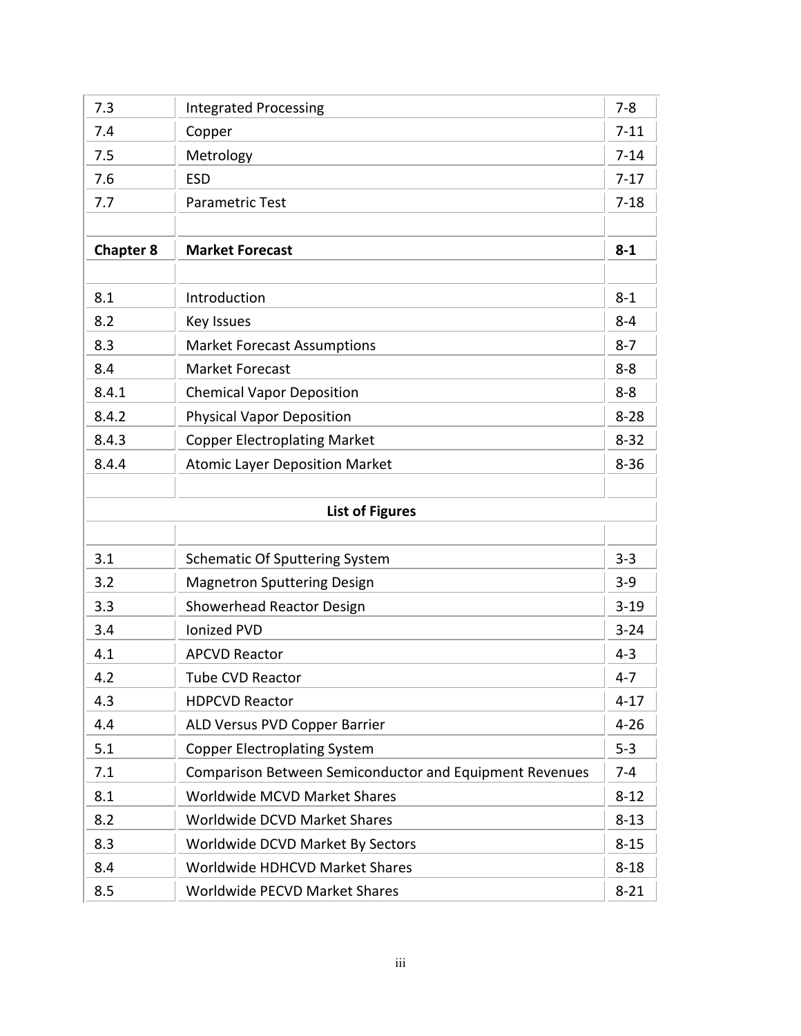| | | |
|---|---|---|
| 7.3 | Integrated Processing | 7-8 |
| 7.4 | Copper | 7-11 |
| 7.5 | Metrology | 7-14 |
| 7.6 | ESD | 7-17 |
| 7.7 | Parametric Test | 7-18 |
| | | |
| **Chapter 8** | **Market Forecast** | **8-1** |
| | | |
| 8.1 | Introduction | 8-1 |
| 8.2 | Key Issues | 8-4 |
| 8.3 | Market Forecast Assumptions | 8-7 |
| 8.4 | Market Forecast | 8-8 |
| 8.4.1 | Chemical Vapor Deposition | 8-8 |
| 8.4.2 | Physical Vapor Deposition | 8-28 |
| 8.4.3 | Copper Electroplating Market | 8-32 |
| 8.4.4 | Atomic Layer Deposition Market | 8-36 |
| | | |
| | **List of Figures** | |
| | | |
| 3.1 | Schematic Of Sputtering System | 3-3 |
| 3.2 | Magnetron Sputtering Design | 3-9 |
| 3.3 | Showerhead Reactor Design | 3-19 |
| 3.4 | Ionized PVD | 3-24 |
| 4.1 | APCVD Reactor | 4-3 |
| 4.2 | Tube CVD Reactor | 4-7 |
| 4.3 | HDPCVD Reactor | 4-17 |
| 4.4 | ALD Versus PVD Copper Barrier | 4-26 |
| 5.1 | Copper Electroplating System | 5-3 |
| 7.1 | Comparison Between Semiconductor and Equipment Revenues | 7-4 |
| 8.1 | Worldwide MCVD Market Shares | 8-12 |
| 8.2 | Worldwide DCVD Market Shares | 8-13 |
| 8.3 | Worldwide DCVD Market By Sectors | 8-15 |
| 8.4 | Worldwide HDHCVD Market Shares | 8-18 |
| 8.5 | Worldwide PECVD Market Shares | 8-21 |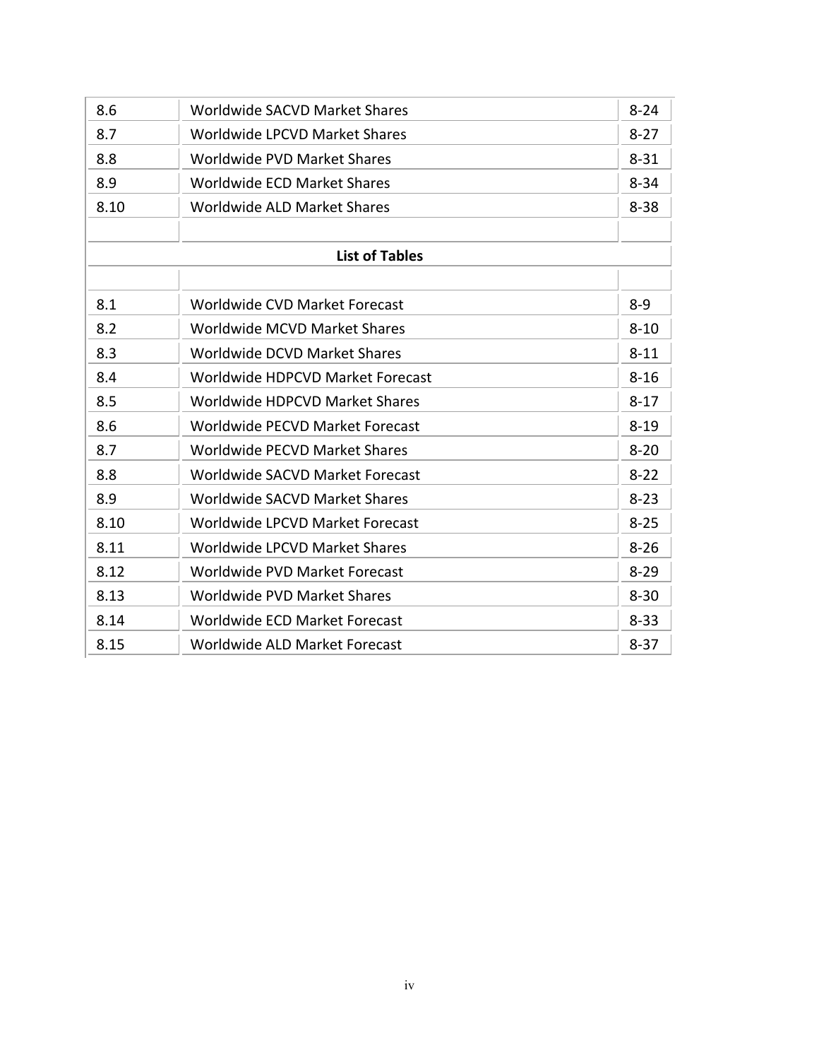| | | |
|---|---|---|
| 8.6 | Worldwide SACVD Market Shares | 8-24 |
| 8.7 | Worldwide LPCVD Market Shares | 8-27 |
| 8.8 | Worldwide PVD Market Shares | 8-31 |
| 8.9 | Worldwide ECD Market Shares | 8-34 |
| 8.10 | Worldwide ALD Market Shares | 8-38 |

## List of Tables

| | | |
|---|---|---|
| 8.1 | Worldwide CVD Market Forecast | 8-9 |
| 8.2 | Worldwide MCVD Market Shares | 8-10 |
| 8.3 | Worldwide DCVD Market Shares | 8-11 |
| 8.4 | Worldwide HDPCVD Market Forecast | 8-16 |
| 8.5 | Worldwide HDPCVD Market Shares | 8-17 |
| 8.6 | Worldwide PECVD Market Forecast | 8-19 |
| 8.7 | Worldwide PECVD Market Shares | 8-20 |
| 8.8 | Worldwide SACVD Market Forecast | 8-22 |
| 8.9 | Worldwide SACVD Market Shares | 8-23 |
| 8.10 | Worldwide LPCVD Market Forecast | 8-25 |
| 8.11 | Worldwide LPCVD Market Shares | 8-26 |
| 8.12 | Worldwide PVD Market Forecast | 8-29 |
| 8.13 | Worldwide PVD Market Shares | 8-30 |
| 8.14 | Worldwide ECD Market Forecast | 8-33 |
| 8.15 | Worldwide ALD Market Forecast | 8-37 |